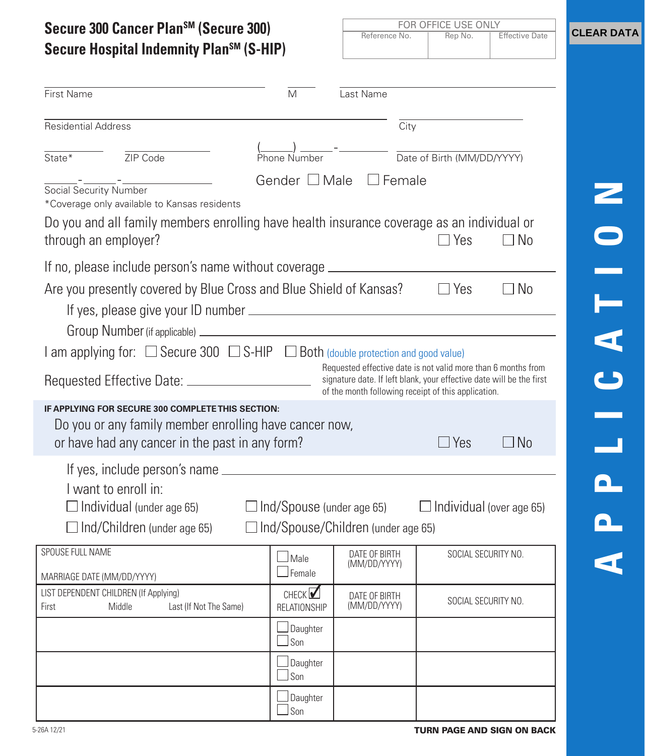# Secure 300 Cancer Plan℠ (Secure 300)
# Secure Hospital Indemnity Plan℠ (S-HIP)

| FOR OFFICE USE ONLY | | |
|---|---|---|
| Reference No. | Rep No. | Effective Date |

CLEAR DATA

APPLICATION

First Name ______ M ______ Last Name ______

Residential Address ______ City ______

State* ______ ZIP Code ______ Phone Number (____) ____-______ Date of Birth (MM/DD/YYYY) ______

Social Security Number ____-____-______ Gender ☐ Male ☐ Female

*Coverage only available to Kansas residents

Do you and all family members enrolling have health insurance coverage as an individual or through an employer? ☐ Yes ☐ No

If no, please include person's name without coverage ______

Are you presently covered by Blue Cross and Blue Shield of Kansas? ☐ Yes ☐ No

If yes, please give your ID number ______

Group Number (if applicable) ______

I am applying for: ☐ Secure 300 ☐ S-HIP ☐ Both (double protection and good value)

Requested Effective Date: ______

Requested effective date is not valid more than 6 months from signature date. If left blank, your effective date will be the first of the month following receipt of this application.

**IF APPLYING FOR SECURE 300 COMPLETE THIS SECTION:**

Do you or any family member enrolling have cancer now, or have had any cancer in the past in any form? ☐ Yes ☐ No

If yes, include person's name ______

I want to enroll in:

☐ Individual (under age 65) ☐ Ind/Spouse (under age 65) ☐ Individual (over age 65)

☐ Ind/Children (under age 65) ☐ Ind/Spouse/Children (under age 65)

| SPOUSE FULL NAME<br>MARRIAGE DATE (MM/DD/YYYY) | ☐ Male<br>☐ Female | DATE OF BIRTH (MM/DD/YYYY) | SOCIAL SECURITY NO. |
|---|---|---|---|
| LIST DEPENDENT CHILDREN (If Applying)<br>First Middle Last (If Not The Same) | CHECK ☑ RELATIONSHIP | DATE OF BIRTH (MM/DD/YYYY) | SOCIAL SECURITY NO. |
| | ☐ Daughter<br>☐ Son | | |
| | ☐ Daughter<br>☐ Son | | |
| | ☐ Daughter<br>☐ Son | | |

5-26A 12/21

**TURN PAGE AND SIGN ON BACK**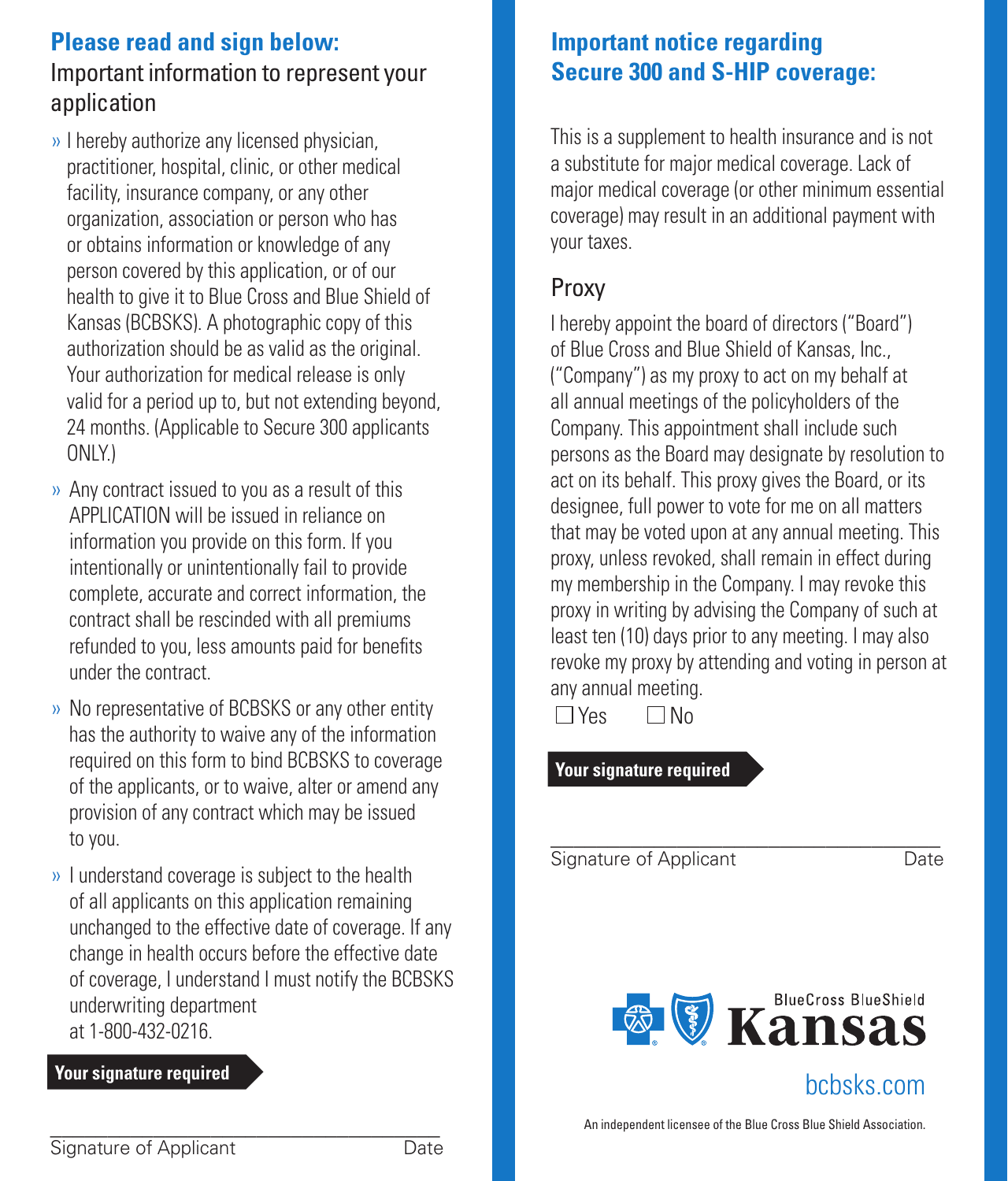## Please read and sign below:

Important information to represent your application

- I hereby authorize any licensed physician, practitioner, hospital, clinic, or other medical facility, insurance company, or any other organization, association or person who has or obtains information or knowledge of any person covered by this application, or of our health to give it to Blue Cross and Blue Shield of Kansas (BCBSKS). A photographic copy of this authorization should be as valid as the original. Your authorization for medical release is only valid for a period up to, but not extending beyond, 24 months. (Applicable to Secure 300 applicants ONLY.)
- Any contract issued to you as a result of this APPLICATION will be issued in reliance on information you provide on this form. If you intentionally or unintentionally fail to provide complete, accurate and correct information, the contract shall be rescinded with all premiums refunded to you, less amounts paid for benefits under the contract.
- No representative of BCBSKS or any other entity has the authority to waive any of the information required on this form to bind BCBSKS to coverage of the applicants, or to waive, alter or amend any provision of any contract which may be issued to you.
- I understand coverage is subject to the health of all applicants on this application remaining unchanged to the effective date of coverage. If any change in health occurs before the effective date of coverage, I understand I must notify the BCBSKS underwriting department at 1-800-432-0216.

**Your signature required**

\_\_\_\_\_\_\_\_\_\_\_\_\_\_\_\_\_\_\_\_\_\_\_\_\_\_\_\_\_\_\_\_\_\_\_\_\_\_

Signature of Applicant Date

## Important notice regarding Secure 300 and S-HIP coverage:

This is a supplement to health insurance and is not a substitute for major medical coverage. Lack of major medical coverage (or other minimum essential coverage) may result in an additional payment with your taxes.

### Proxy

I hereby appoint the board of directors ("Board") of Blue Cross and Blue Shield of Kansas, Inc., ("Company") as my proxy to act on my behalf at all annual meetings of the policyholders of the Company. This appointment shall include such persons as the Board may designate by resolution to act on its behalf. This proxy gives the Board, or its designee, full power to vote for me on all matters that may be voted upon at any annual meeting. This proxy, unless revoked, shall remain in effect during my membership in the Company. I may revoke this proxy in writing by advising the Company of such at least ten (10) days prior to any meeting. I may also revoke my proxy by attending and voting in person at any annual meeting.

☐ Yes ☐ No

**Your signature required**

\_\_\_\_\_\_\_\_\_\_\_\_\_\_\_\_\_\_\_\_\_\_\_\_\_\_\_\_\_\_\_\_\_\_\_\_\_\_

Signature of Applicant Date

BlueCross BlueShield Kansas

bcbsks.com

An independent licensee of the Blue Cross Blue Shield Association.